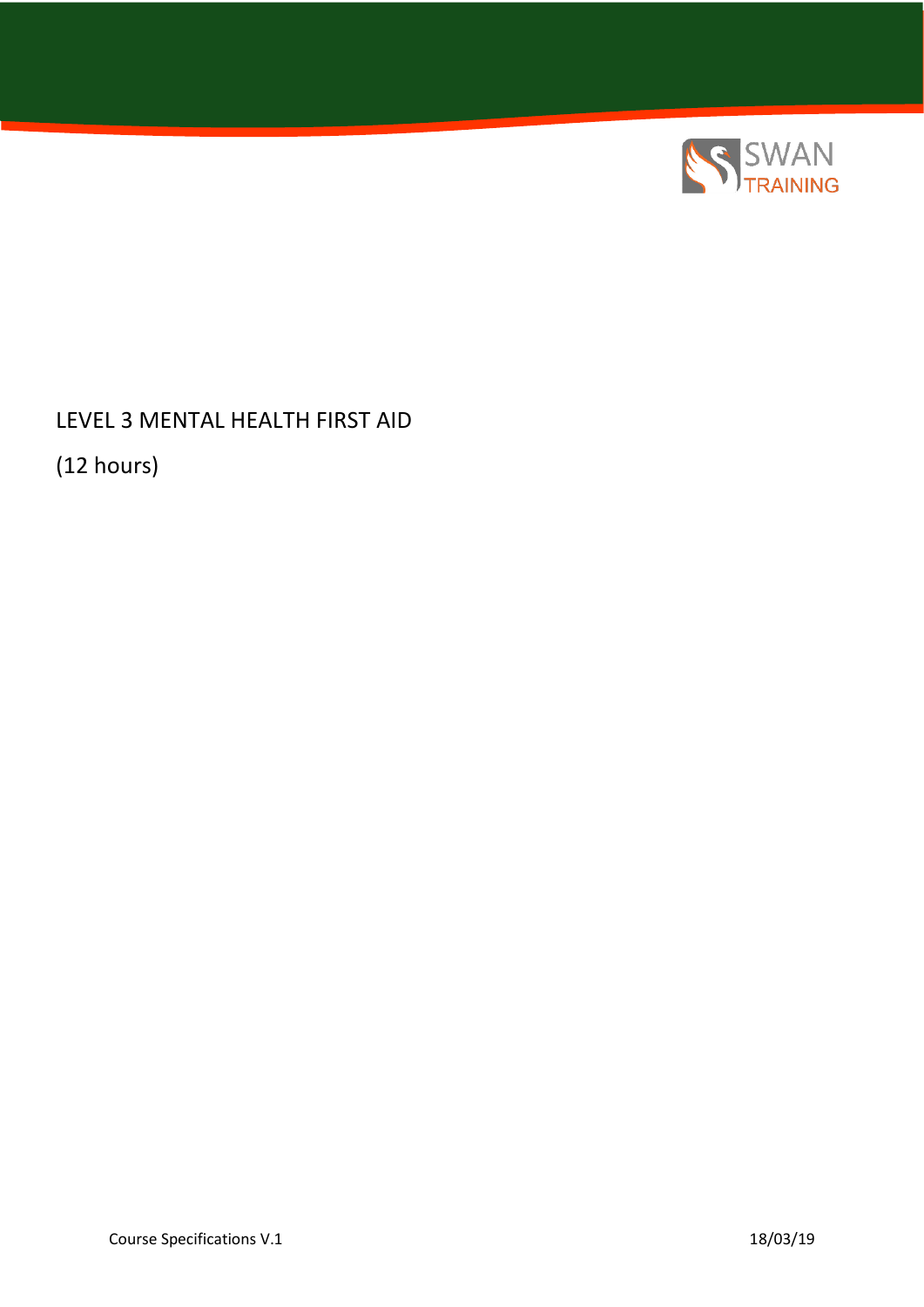SWAN TRAINING

# LEVEL 3 MENTAL HEALTH FIRST AID

(12 hours)

Course Specifications V.1 18/03/19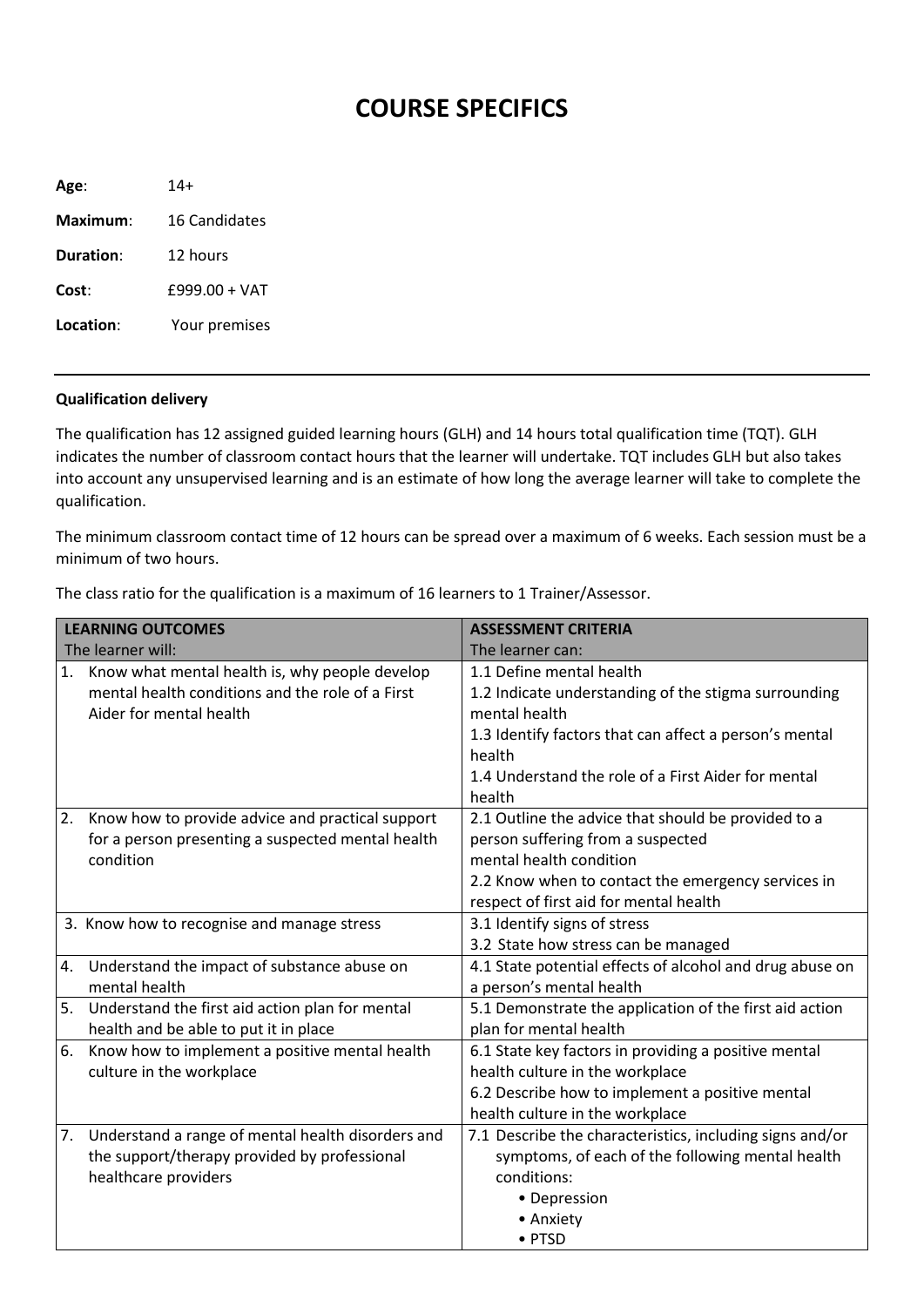# COURSE SPECIFICS

**Age**: 14+

**Maximum**: 16 Candidates

**Duration**: 12 hours

**Cost**: £999.00 + VAT

**Location**: Your premises

---

**Qualification delivery**

The qualification has 12 assigned guided learning hours (GLH) and 14 hours total qualification time (TQT). GLH indicates the number of classroom contact hours that the learner will undertake. TQT includes GLH but also takes into account any unsupervised learning and is an estimate of how long the average learner will take to complete the qualification.

The minimum classroom contact time of 12 hours can be spread over a maximum of 6 weeks. Each session must be a minimum of two hours.

The class ratio for the qualification is a maximum of 16 learners to 1 Trainer/Assessor.

| **LEARNING OUTCOMES**<br>The learner will: | **ASSESSMENT CRITERIA**<br>The learner can: |
|---|---|
| 1. Know what mental health is, why people develop mental health conditions and the role of a First Aider for mental health | 1.1 Define mental health<br>1.2 Indicate understanding of the stigma surrounding mental health<br>1.3 Identify factors that can affect a person's mental health<br>1.4 Understand the role of a First Aider for mental health |
| 2. Know how to provide advice and practical support for a person presenting a suspected mental health condition | 2.1 Outline the advice that should be provided to a person suffering from a suspected mental health condition<br>2.2 Know when to contact the emergency services in respect of first aid for mental health |
| 3. Know how to recognise and manage stress | 3.1 Identify signs of stress<br>3.2 State how stress can be managed |
| 4. Understand the impact of substance abuse on mental health | 4.1 State potential effects of alcohol and drug abuse on a person's mental health |
| 5. Understand the first aid action plan for mental health and be able to put it in place | 5.1 Demonstrate the application of the first aid action plan for mental health |
| 6. Know how to implement a positive mental health culture in the workplace | 6.1 State key factors in providing a positive mental health culture in the workplace<br>6.2 Describe how to implement a positive mental health culture in the workplace |
| 7. Understand a range of mental health disorders and the support/therapy provided by professional healthcare providers | 7.1 Describe the characteristics, including signs and/or symptoms, of each of the following mental health conditions:<br>• Depression<br>• Anxiety<br>• PTSD |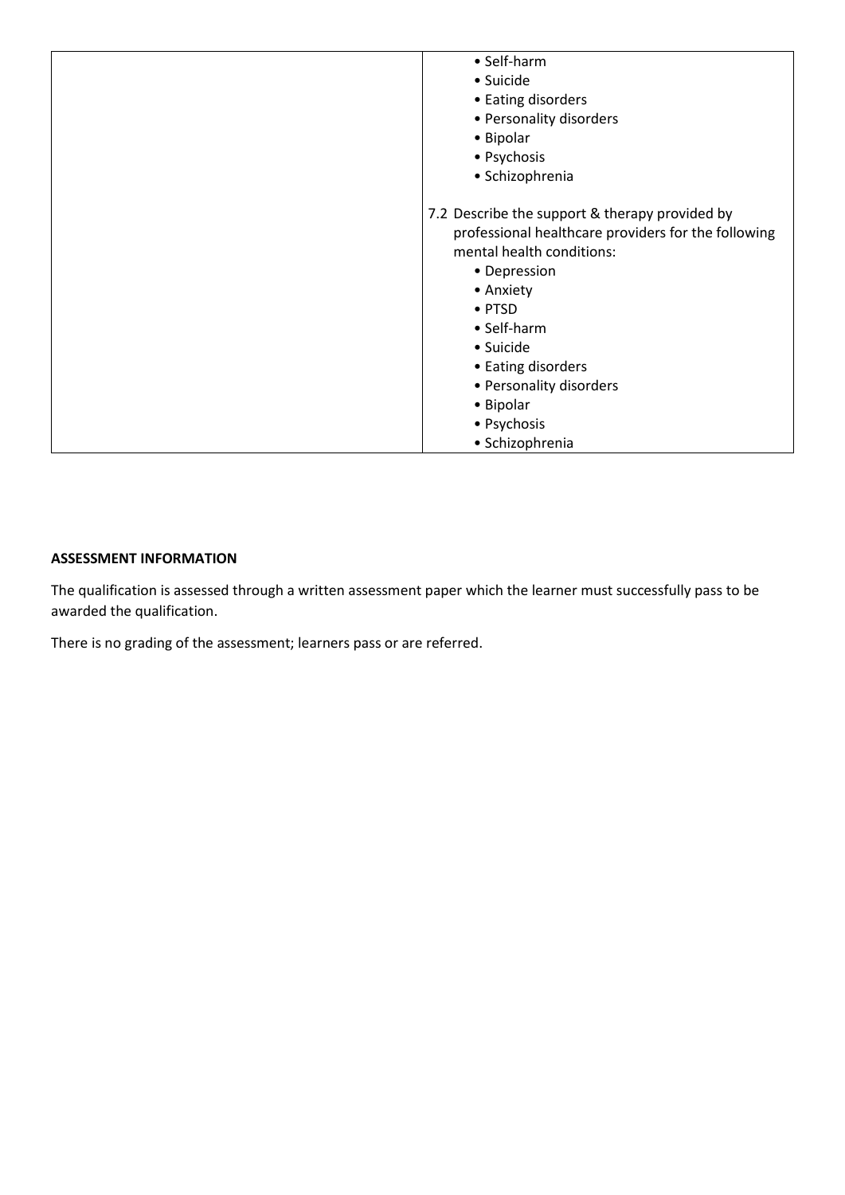| | |
|---|---|
| | • Self-harm<br>• Suicide<br>• Eating disorders<br>• Personality disorders<br>• Bipolar<br>• Psychosis<br>• Schizophrenia<br><br>7.2 Describe the support & therapy provided by professional healthcare providers for the following mental health conditions:<br>• Depression<br>• Anxiety<br>• PTSD<br>• Self-harm<br>• Suicide<br>• Eating disorders<br>• Personality disorders<br>• Bipolar<br>• Psychosis<br>• Schizophrenia |

**ASSESSMENT INFORMATION**

The qualification is assessed through a written assessment paper which the learner must successfully pass to be awarded the qualification.

There is no grading of the assessment; learners pass or are referred.